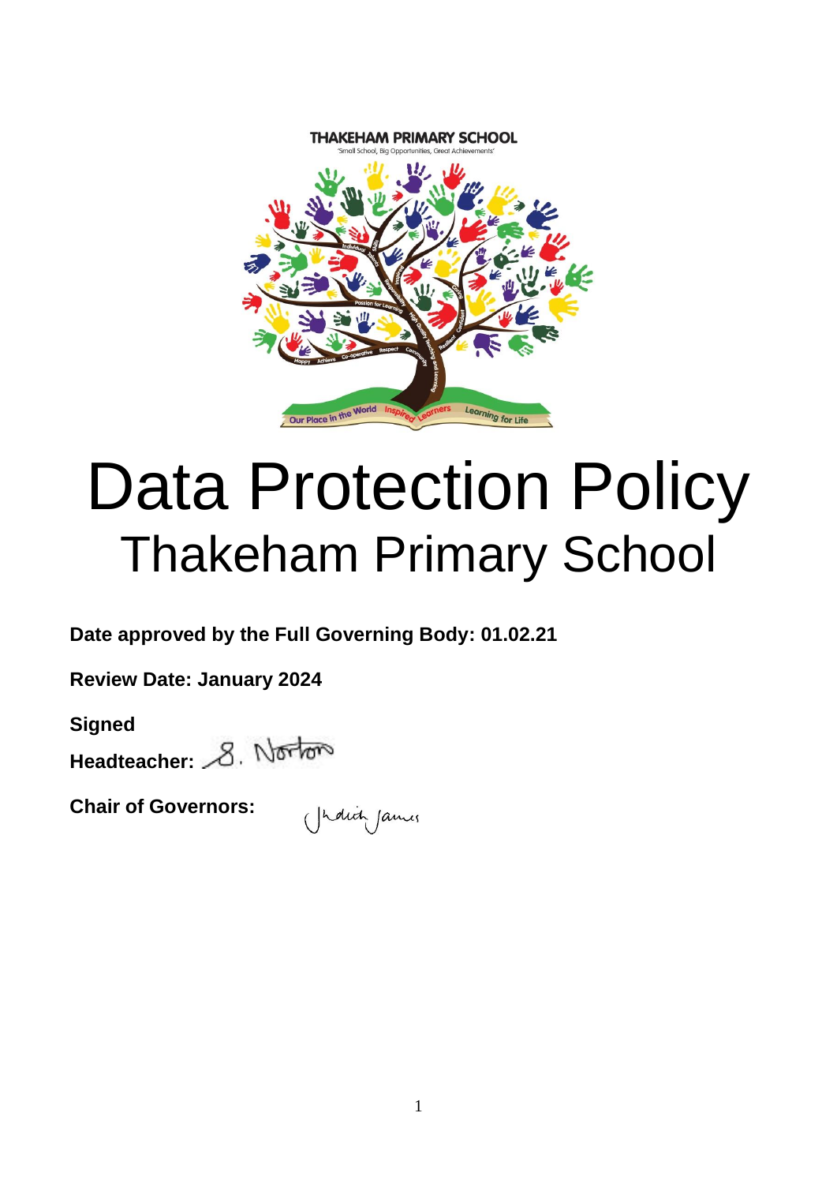THAKEHAM PRIMARY SCHOOL

'Small School, Big Opportunities, Great Achievements'

# Data Protection Policy

## Thakeham Primary School

**Date approved by the Full Governing Body: 01.02.21**

**Review Date: January 2024**

**Signed**

**Headteacher:** S. Norton

**Chair of Governors:** Judith James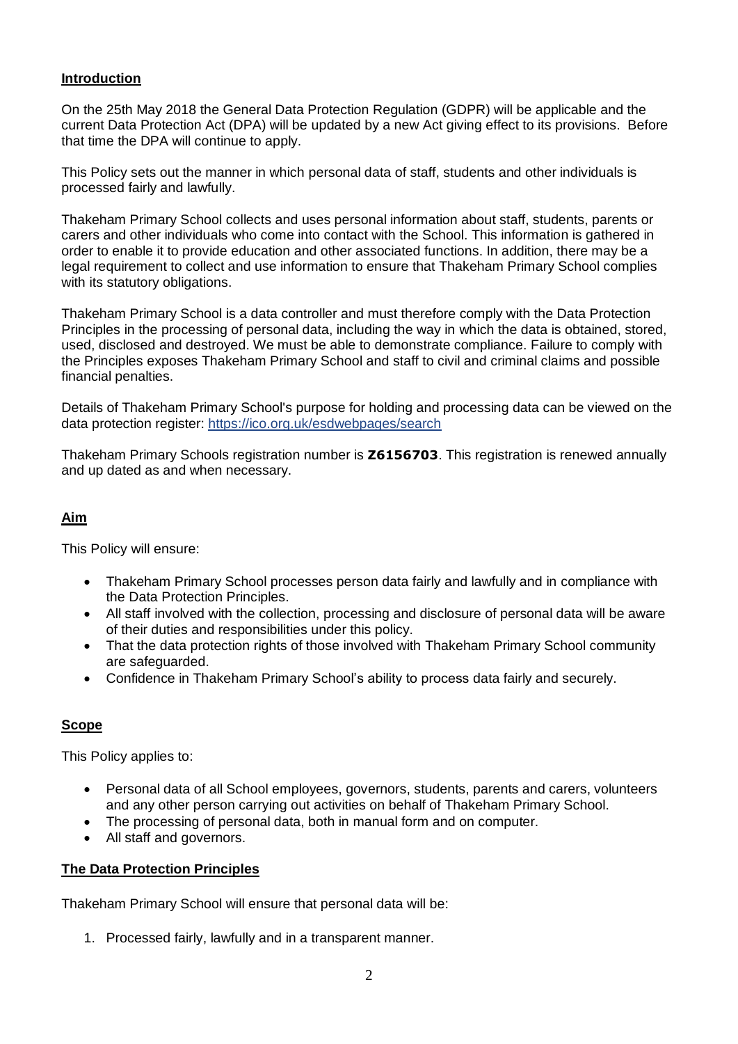## Introduction

On the 25th May 2018 the General Data Protection Regulation (GDPR) will be applicable and the current Data Protection Act (DPA) will be updated by a new Act giving effect to its provisions. Before that time the DPA will continue to apply.

This Policy sets out the manner in which personal data of staff, students and other individuals is processed fairly and lawfully.

Thakeham Primary School collects and uses personal information about staff, students, parents or carers and other individuals who come into contact with the School. This information is gathered in order to enable it to provide education and other associated functions. In addition, there may be a legal requirement to collect and use information to ensure that Thakeham Primary School complies with its statutory obligations.

Thakeham Primary School is a data controller and must therefore comply with the Data Protection Principles in the processing of personal data, including the way in which the data is obtained, stored, used, disclosed and destroyed. We must be able to demonstrate compliance. Failure to comply with the Principles exposes Thakeham Primary School and staff to civil and criminal claims and possible financial penalties.

Details of Thakeham Primary School's purpose for holding and processing data can be viewed on the data protection register: [https://ico.org.uk/esdwebpages/search](https://ico.org.uk/esdwebpages/search)

Thakeham Primary Schools registration number is **Z6156703**. This registration is renewed annually and up dated as and when necessary.

## Aim

This Policy will ensure:

- Thakeham Primary School processes person data fairly and lawfully and in compliance with the Data Protection Principles.
- All staff involved with the collection, processing and disclosure of personal data will be aware of their duties and responsibilities under this policy.
- That the data protection rights of those involved with Thakeham Primary School community are safeguarded.
- Confidence in Thakeham Primary School's ability to process data fairly and securely.

## Scope

This Policy applies to:

- Personal data of all School employees, governors, students, parents and carers, volunteers and any other person carrying out activities on behalf of Thakeham Primary School.
- The processing of personal data, both in manual form and on computer.
- All staff and governors.

## The Data Protection Principles

Thakeham Primary School will ensure that personal data will be:

1. Processed fairly, lawfully and in a transparent manner.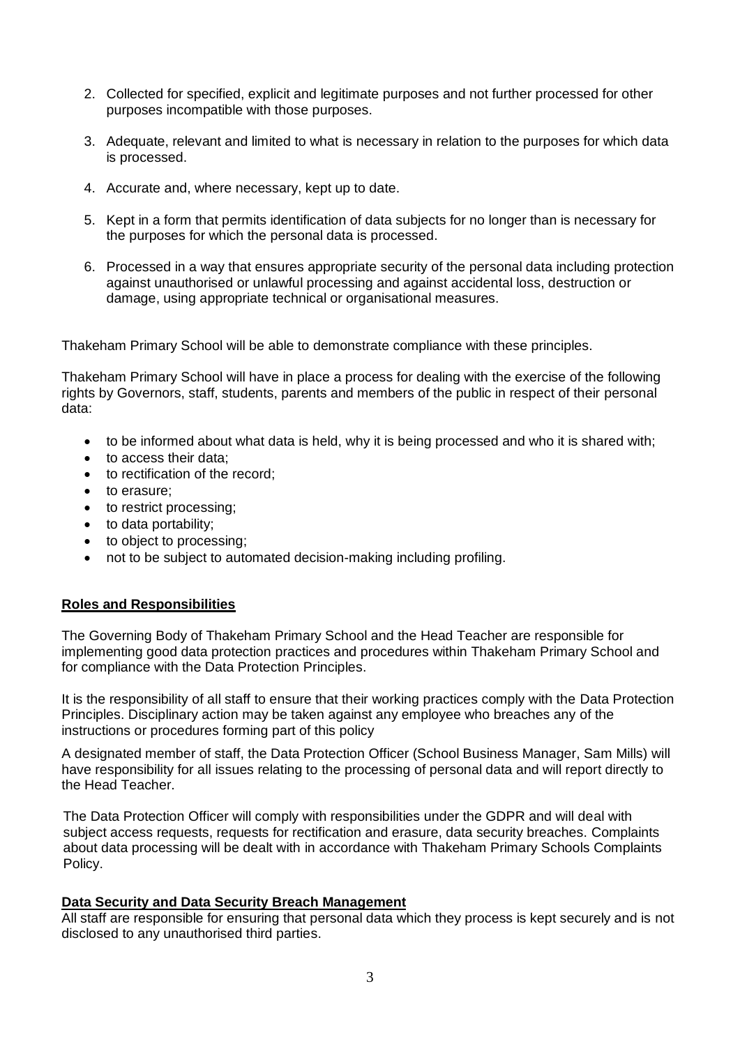2. Collected for specified, explicit and legitimate purposes and not further processed for other purposes incompatible with those purposes.

3. Adequate, relevant and limited to what is necessary in relation to the purposes for which data is processed.

4. Accurate and, where necessary, kept up to date.

5. Kept in a form that permits identification of data subjects for no longer than is necessary for the purposes for which the personal data is processed.

6. Processed in a way that ensures appropriate security of the personal data including protection against unauthorised or unlawful processing and against accidental loss, destruction or damage, using appropriate technical or organisational measures.

Thakeham Primary School will be able to demonstrate compliance with these principles.

Thakeham Primary School will have in place a process for dealing with the exercise of the following rights by Governors, staff, students, parents and members of the public in respect of their personal data:

- to be informed about what data is held, why it is being processed and who it is shared with;
- to access their data;
- to rectification of the record;
- to erasure;
- to restrict processing;
- to data portability;
- to object to processing;
- not to be subject to automated decision-making including profiling.

## Roles and Responsibilities

The Governing Body of Thakeham Primary School and the Head Teacher are responsible for implementing good data protection practices and procedures within Thakeham Primary School and for compliance with the Data Protection Principles.

It is the responsibility of all staff to ensure that their working practices comply with the Data Protection Principles. Disciplinary action may be taken against any employee who breaches any of the instructions or procedures forming part of this policy

A designated member of staff, the Data Protection Officer (School Business Manager, Sam Mills) will have responsibility for all issues relating to the processing of personal data and will report directly to the Head Teacher.

The Data Protection Officer will comply with responsibilities under the GDPR and will deal with subject access requests, requests for rectification and erasure, data security breaches. Complaints about data processing will be dealt with in accordance with Thakeham Primary Schools Complaints Policy.

## Data Security and Data Security Breach Management

All staff are responsible for ensuring that personal data which they process is kept securely and is not disclosed to any unauthorised third parties.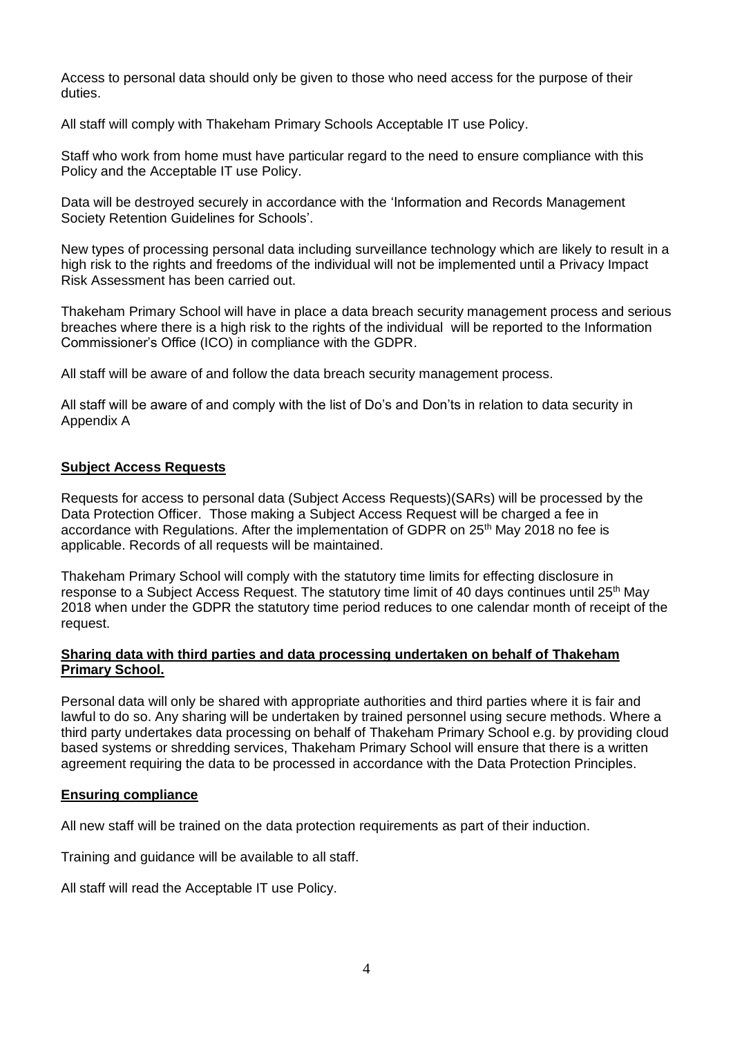Access to personal data should only be given to those who need access for the purpose of their duties.

All staff will comply with Thakeham Primary Schools Acceptable IT use Policy.

Staff who work from home must have particular regard to the need to ensure compliance with this Policy and the Acceptable IT use Policy.

Data will be destroyed securely in accordance with the 'Information and Records Management Society Retention Guidelines for Schools'.

New types of processing personal data including surveillance technology which are likely to result in a high risk to the rights and freedoms of the individual will not be implemented until a Privacy Impact Risk Assessment has been carried out.

Thakeham Primary School will have in place a data breach security management process and serious breaches where there is a high risk to the rights of the individual will be reported to the Information Commissioner's Office (ICO) in compliance with the GDPR.

All staff will be aware of and follow the data breach security management process.

All staff will be aware of and comply with the list of Do's and Don'ts in relation to data security in Appendix A

**Subject Access Requests**

Requests for access to personal data (Subject Access Requests)(SARs) will be processed by the Data Protection Officer. Those making a Subject Access Request will be charged a fee in accordance with Regulations. After the implementation of GDPR on 25th May 2018 no fee is applicable. Records of all requests will be maintained.

Thakeham Primary School will comply with the statutory time limits for effecting disclosure in response to a Subject Access Request. The statutory time limit of 40 days continues until 25th May 2018 when under the GDPR the statutory time period reduces to one calendar month of receipt of the request.

**Sharing data with third parties and data processing undertaken on behalf of Thakeham Primary School.**

Personal data will only be shared with appropriate authorities and third parties where it is fair and lawful to do so. Any sharing will be undertaken by trained personnel using secure methods. Where a third party undertakes data processing on behalf of Thakeham Primary School e.g. by providing cloud based systems or shredding services, Thakeham Primary School will ensure that there is a written agreement requiring the data to be processed in accordance with the Data Protection Principles.

**Ensuring compliance**

All new staff will be trained on the data protection requirements as part of their induction.

Training and guidance will be available to all staff.

All staff will read the Acceptable IT use Policy.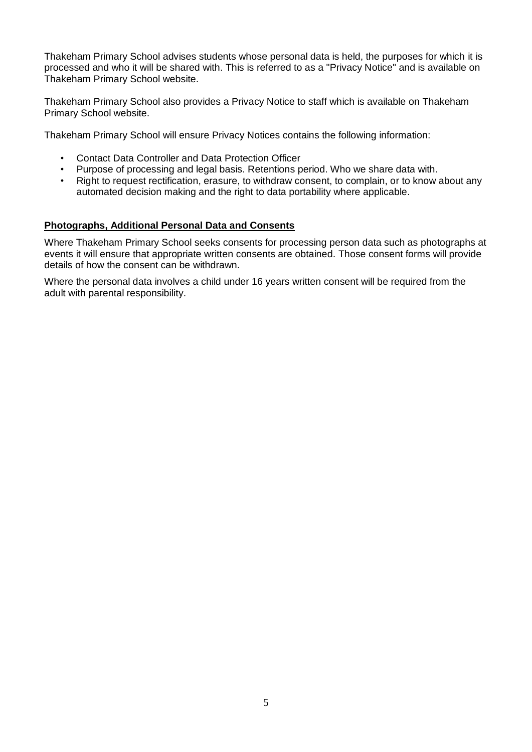Thakeham Primary School advises students whose personal data is held, the purposes for which it is processed and who it will be shared with. This is referred to as a "Privacy Notice" and is available on Thakeham Primary School website.

Thakeham Primary School also provides a Privacy Notice to staff which is available on Thakeham Primary School website.

Thakeham Primary School will ensure Privacy Notices contains the following information:

- Contact Data Controller and Data Protection Officer
- Purpose of processing and legal basis. Retentions period. Who we share data with.
- Right to request rectification, erasure, to withdraw consent, to complain, or to know about any automated decision making and the right to data portability where applicable.

**Photographs, Additional Personal Data and Consents**

Where Thakeham Primary School seeks consents for processing person data such as photographs at events it will ensure that appropriate written consents are obtained. Those consent forms will provide details of how the consent can be withdrawn.

Where the personal data involves a child under 16 years written consent will be required from the adult with parental responsibility.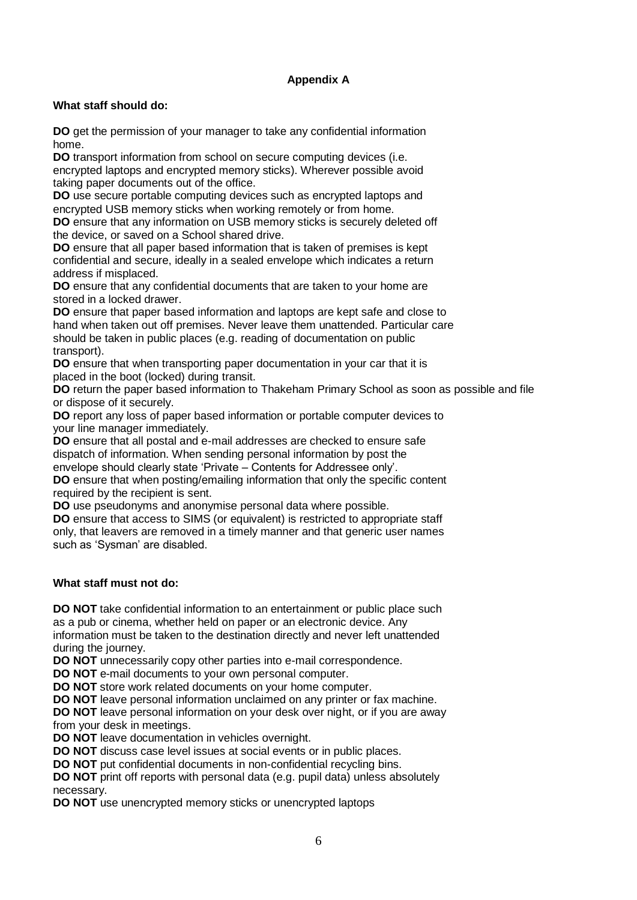## Appendix A

**What staff should do:**

**DO** get the permission of your manager to take any confidential information home.

**DO** transport information from school on secure computing devices (i.e. encrypted laptops and encrypted memory sticks). Wherever possible avoid taking paper documents out of the office.

**DO** use secure portable computing devices such as encrypted laptops and encrypted USB memory sticks when working remotely or from home.

**DO** ensure that any information on USB memory sticks is securely deleted off the device, or saved on a School shared drive.

**DO** ensure that all paper based information that is taken of premises is kept confidential and secure, ideally in a sealed envelope which indicates a return address if misplaced.

**DO** ensure that any confidential documents that are taken to your home are stored in a locked drawer.

**DO** ensure that paper based information and laptops are kept safe and close to hand when taken out off premises. Never leave them unattended. Particular care should be taken in public places (e.g. reading of documentation on public transport).

**DO** ensure that when transporting paper documentation in your car that it is placed in the boot (locked) during transit.

**DO** return the paper based information to Thakeham Primary School as soon as possible and file or dispose of it securely.

**DO** report any loss of paper based information or portable computer devices to your line manager immediately.

**DO** ensure that all postal and e-mail addresses are checked to ensure safe dispatch of information. When sending personal information by post the envelope should clearly state 'Private – Contents for Addressee only'.

**DO** ensure that when posting/emailing information that only the specific content required by the recipient is sent.

**DO** use pseudonyms and anonymise personal data where possible.

**DO** ensure that access to SIMS (or equivalent) is restricted to appropriate staff only, that leavers are removed in a timely manner and that generic user names such as 'Sysman' are disabled.

**What staff must not do:**

**DO NOT** take confidential information to an entertainment or public place such as a pub or cinema, whether held on paper or an electronic device. Any information must be taken to the destination directly and never left unattended during the journey.

**DO NOT** unnecessarily copy other parties into e-mail correspondence.

**DO NOT** e-mail documents to your own personal computer.

**DO NOT** store work related documents on your home computer.

**DO NOT** leave personal information unclaimed on any printer or fax machine.

**DO NOT** leave personal information on your desk over night, or if you are away from your desk in meetings.

**DO NOT** leave documentation in vehicles overnight.

**DO NOT** discuss case level issues at social events or in public places.

**DO NOT** put confidential documents in non-confidential recycling bins.

**DO NOT** print off reports with personal data (e.g. pupil data) unless absolutely necessary.

**DO NOT** use unencrypted memory sticks or unencrypted laptops